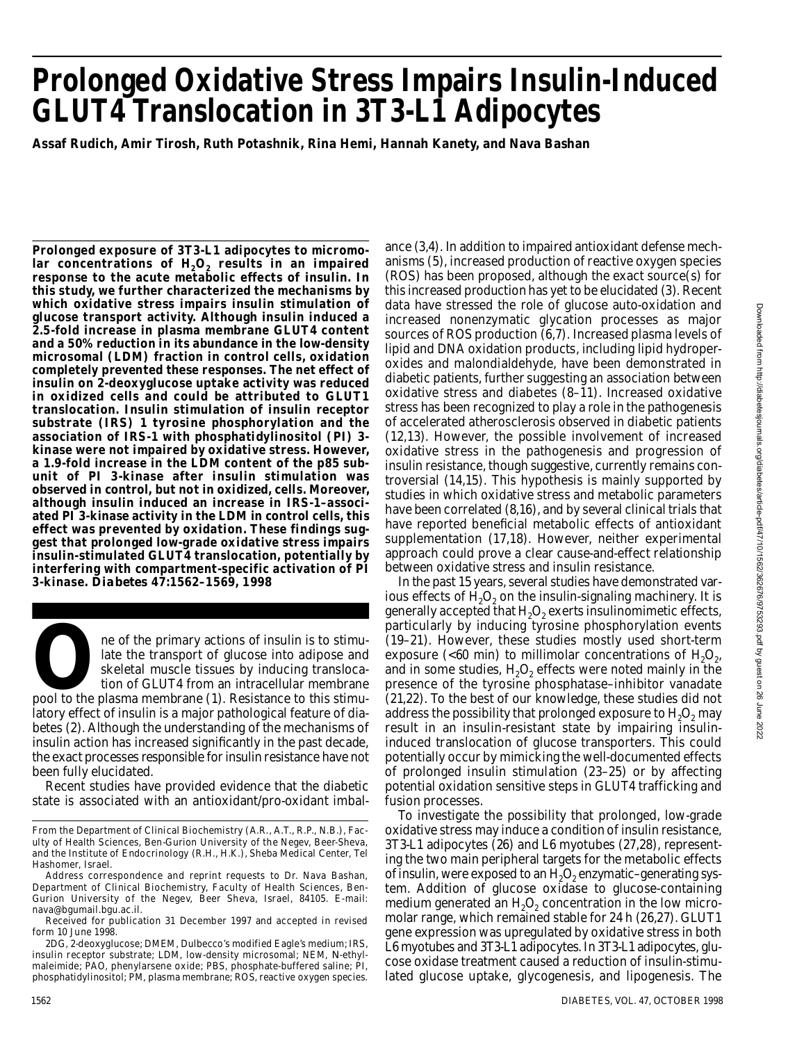# Prolonged Oxidative Stress Impairs Insulin-Induced GLUT4 Translocation in 3T3-L1 Adipocytes

**Assaf Rudich, Amir Tirosh, Ruth Potashnik, Rina Hemi, Hannah Kanety, and Nava Bashan**

**Prolonged exposure of 3T3-L1 adipocytes to micromolar concentrations of $H_2O_2$ results in an impaired response to the acute metabolic effects of insulin. In this study, we further characterized the mechanisms by which oxidative stress impairs insulin stimulation of glucose transport activity. Although insulin induced a 2.5-fold increase in plasma membrane GLUT4 content and a 50% reduction in its abundance in the low-density microsomal (LDM) fraction in control cells, oxidation completely prevented these responses. The net effect of insulin on 2-deoxyglucose uptake activity was reduced in oxidized cells and could be attributed to GLUT1 translocation. Insulin stimulation of insulin receptor substrate (IRS) 1 tyrosine phosphorylation and the association of IRS-1 with phosphatidylinositol (PI) 3-kinase were not impaired by oxidative stress. However, a 1.9-fold increase in the LDM content of the p85 subunit of PI 3-kinase after insulin stimulation was observed in control, but not in oxidized, cells. Moreover, although insulin induced an increase in IRS-1–associated PI 3-kinase activity in the LDM in control cells, this effect was prevented by oxidation. These findings suggest that prolonged low-grade oxidative stress impairs insulin-stimulated GLUT4 translocation, potentially by interfering with compartment-specific activation of PI 3-kinase.** ***Diabetes* 47:1562–1569, 1998**

One of the primary actions of insulin is to stimulate the transport of glucose into adipose and skeletal muscle tissues by inducing translocation of GLUT4 from an intracellular membrane pool to the plasma membrane (1). Resistance to this stimulatory effect of insulin is a major pathological feature of diabetes (2). Although the understanding of the mechanisms of insulin action has increased significantly in the past decade, the exact processes responsible for insulin resistance have not been fully elucidated.

Recent studies have provided evidence that the diabetic state is associated with an antioxidant/pro-oxidant imbalance (3,4). In addition to impaired antioxidant defense mechanisms (5), increased production of reactive oxygen species (ROS) has been proposed, although the exact source(s) for this increased production has yet to be elucidated (3). Recent data have stressed the role of glucose auto-oxidation and increased nonenzymatic glycation processes as major sources of ROS production (6,7). Increased plasma levels of lipid and DNA oxidation products, including lipid hydroperoxides and malondialdehyde, have been demonstrated in diabetic patients, further suggesting an association between oxidative stress and diabetes (8–11). Increased oxidative stress has been recognized to play a role in the pathogenesis of accelerated atherosclerosis observed in diabetic patients (12,13). However, the possible involvement of increased oxidative stress in the pathogenesis and progression of insulin resistance, though suggestive, currently remains controversial (14,15). This hypothesis is mainly supported by studies in which oxidative stress and metabolic parameters have been correlated (8,16), and by several clinical trials that have reported beneficial metabolic effects of antioxidant supplementation (17,18). However, neither experimental approach could prove a clear cause-and-effect relationship between oxidative stress and insulin resistance.

In the past 15 years, several studies have demonstrated various effects of $H_2O_2$ on the insulin-signaling machinery. It is generally accepted that $H_2O_2$ exerts insulinomimetic effects, particularly by inducing tyrosine phosphorylation events (19–21). However, these studies mostly used short-term exposure (<60 min) to millimolar concentrations of $H_2O_2$, and in some studies, $H_2O_2$ effects were noted mainly in the presence of the tyrosine phosphatase–inhibitor vanadate (21,22). To the best of our knowledge, these studies did not address the possibility that prolonged exposure to $H_2O_2$ may result in an insulin-resistant state by impairing insulin-induced translocation of glucose transporters. This could potentially occur by mimicking the well-documented effects of prolonged insulin stimulation (23–25) or by affecting potential oxidation sensitive steps in GLUT4 trafficking and fusion processes.

To investigate the possibility that prolonged, low-grade oxidative stress may induce a condition of insulin resistance, 3T3-L1 adipocytes (26) and L6 myotubes (27,28), representing the two main peripheral targets for the metabolic effects of insulin, were exposed to an $H_2O_2$ enzymatic–generating system. Addition of glucose oxidase to glucose-containing medium generated an $H_2O_2$ concentration in the low micromolar range, which remained stable for 24 h (26,27). GLUT1 gene expression was upregulated by oxidative stress in both L6 myotubes and 3T3-L1 adipocytes. In 3T3-L1 adipocytes, glucose oxidase treatment caused a reduction of insulin-stimulated glucose uptake, glycogenesis, and lipogenesis. The

From the Department of Clinical Biochemistry (A.R., A.T., R.P., N.B.), Faculty of Health Sciences, Ben-Gurion University of the Negev, Beer-Sheva, and the Institute of Endocrinology (R.H., H.K.), Sheba Medical Center, Tel Hashomer, Israel.

Address correspondence and reprint requests to Dr. Nava Bashan, Department of Clinical Biochemistry, Faculty of Health Sciences, Ben-Gurion University of the Negev, Beer Sheva, Israel, 84105. E-mail: nava@bgumail.bgu.ac.il.

Received for publication 31 December 1997 and accepted in revised form 10 June 1998.

2DG, 2-deoxyglucose; DMEM, Dulbecco's modified Eagle's medium; IRS, insulin receptor substrate; LDM, low-density microsomal; NEM, N-ethylmaleimide; PAO, phenylarsene oxide; PBS, phosphate-buffered saline; PI, phosphatidylinositol; PM, plasma membrane; ROS, reactive oxygen species.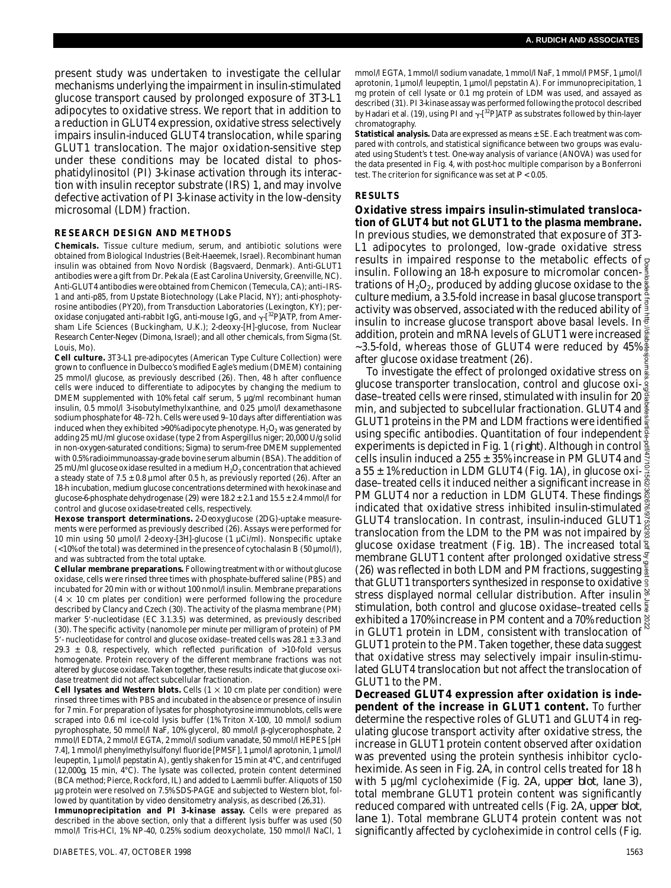present study was undertaken to investigate the cellular mechanisms underlying the impairment in insulin-stimulated glucose transport caused by prolonged exposure of 3T3-L1 adipocytes to oxidative stress. We report that in addition to a reduction in GLUT4 expression, oxidative stress selectively impairs insulin-induced GLUT4 translocation, while sparing GLUT1 translocation. The major oxidation-sensitive step under these conditions may be located distal to phosphatidylinositol (PI) 3-kinase activation through its interaction with insulin receptor substrate (IRS) 1, and may involve defective activation of PI 3-kinase activity in the low-density microsomal (LDM) fraction.

## RESEARCH DESIGN AND METHODS

**Chemicals.** Tissue culture medium, serum, and antibiotic solutions were obtained from Biological Industries (Beit-Haeemek, Israel). Recombinant human insulin was obtained from Novo Nordisk (Bagsvaerd, Denmark). Anti-GLUT1 antibodies were a gift from Dr. Pekala (East Carolina University, Greenville, NC). Anti-GLUT4 antibodies were obtained from Chemicon (Temecula, CA); anti–IRS-1 and anti-p85, from Upstate Biotechnology (Lake Placid, NY); anti-phosphotyrosine antibodies (PY20), from Transduction Laboratories (Lexington, KY); peroxidase conjugated anti-rabbit IgG, anti-mouse IgG, and $\gamma$-[$^{32}$P]ATP, from Amersham Life Sciences (Buckingham, U.K.); 2-deoxy-[H]-glucose, from Nuclear Research Center-Negev (Dimona, Israel); and all other chemicals, from Sigma (St. Louis, Mo).

**Cell culture.** 3T3-L1 pre-adipocytes (American Type Culture Collection) were grown to confluence in Dulbecco's modified Eagle's medium (DMEM) containing 25 mmol/l glucose, as previously described (26). Then, 48 h after confluence cells were induced to differentiate to adipocytes by changing the medium to DMEM supplemented with 10% fetal calf serum, 5 µg/ml recombinant human insulin, 0.5 mmol/l 3-isobutylmethylxanthine, and 0.25 µmol/l dexamethasone sodium phosphate for 48–72 h. Cells were used 9–10 days after differentiation was induced when they exhibited >90% adipocyte phenotype. $H_2O_2$ was generated by adding 25 mU/ml glucose oxidase (type 2 from Aspergillus niger; 20,000 U/g solid in non-oxygen-saturated conditions; Sigma) to serum-free DMEM supplemented with 0.5% radioimmunoassay-grade bovine serum albumin (BSA). The addition of 25 mU/ml glucose oxidase resulted in a medium $H_2O_2$ concentration that achieved a steady state of 7.5 ± 0.8 µmol after 0.5 h, as previously reported (26). After an 18-h incubation, medium glucose concentrations determined with hexokinase and glucose-6-phosphate dehydrogenase (29) were 18.2 ± 2.1 and 15.5 ± 2.4 mmol/l for control and glucose oxidase-treated cells, respectively.

**Hexose transport determinations.** 2-Deoxyglucose (2DG)-uptake measurements were performed as previously described (26). Assays were performed for 10 min using 50 µmol/l 2-deoxy-[3H]-glucose (1 µCi/ml). Nonspecific uptake (<10% of the total) was determined in the presence of cytochalasin B (50 µmol/l), and was subtracted from the total uptake.

**Cellular membrane preparations.** Following treatment with or without glucose oxidase, cells were rinsed three times with phosphate-buffered saline (PBS) and incubated for 20 min with or without 100 nmol/l insulin. Membrane preparations (4 × 10 cm plates per condition) were performed following the procedure described by Clancy and Czech (30). The activity of the plasma membrane (PM) marker 5′-nucleotidase (EC 3.1.3.5) was determined, as previously described (30). The specific activity (nanomole per minute per milligram of protein) of PM 5′-nucleotidase for control and glucose oxidase–treated cells was 28.1 ± 3.3 and 29.3 ± 0.8, respectively, which reflected purification of >10-fold versus homogenate. Protein recovery of the different membrane fractions was not altered by glucose oxidase. Taken together, these results indicate that glucose oxidase treatment did not affect subcellular fractionation.

**Cell lysates and Western blots.** Cells (1 × 10 cm plate per condition) were rinsed three times with PBS and incubated in the absence or presence of insulin for 7 min. For preparation of lysates for phosphotyrosine immunoblots, cells were scraped into 0.6 ml ice-cold lysis buffer (1% Triton X-100, 10 mmol/l sodium pyrophosphate, 50 mmol/l NaF, 10% glycerol, 80 mmol/l β-glycerophosphate, 2 mmol/l EDTA, 2 mmol/l EGTA, 2 mmol/l sodium vanadate, 50 mmol/l HEPES [pH 7.4], 1 mmol/l phenylmethylsulfonyl fluoride [PMSF], 1 µmol/l aprotonin, 1 µmol/l leupeptin, 1 µmol/l pepstatin A), gently shaken for 15 min at 4°C, and centrifuged (12,000*g*, 15 min, 4°C). The lysate was collected, protein content determined (BCA method; Pierce, Rockford, IL) and added to Laemmli buffer. Aliquots of 150 µg protein were resolved on 7.5% SDS-PAGE and subjected to Western blot, followed by quantitation by video densitometry analysis, as described (26,31).

**Immunoprecipitation and PI 3-kinase assay.** Cells were prepared as described in the above section, only that a different lysis buffer was used (50 mmol/l Tris-HCl, 1% NP-40, 0.25% sodium deoxycholate, 150 mmol/l NaCl, 1 mmol/l EGTA, 1 mmol/l sodium vanadate, 1 mmol/l NaF, 1 mmol/l PMSF, 1 µmol/l aprotonin, 1 µmol/l leupeptin, 1 µmol/l pepstatin A). For immunoprecipitation, 1 mg protein of cell lysate or 0.1 mg protein of LDM was used, and assayed as described (31). PI 3-kinase assay was performed following the protocol described by Hadari et al. (19), using PI and $\gamma$-[$^{32}$P]ATP as substrates followed by thin-layer chromatography.

**Statistical analysis.** Data are expressed as means ± SE. Each treatment was compared with controls, and statistical significance between two groups was evaluated using Student's *t* test. One-way analysis of variance (ANOVA) was used for the data presented in Fig. 4, with post-hoc multiple comparison by a Bonferroni test. The criterion for significance was set at $P < 0.05$.

## RESULTS

**Oxidative stress impairs insulin-stimulated translocation of GLUT4 but not GLUT1 to the plasma membrane.** In previous studies, we demonstrated that exposure of 3T3-L1 adipocytes to prolonged, low-grade oxidative stress results in impaired response to the metabolic effects of insulin. Following an 18-h exposure to micromolar concentrations of $H_2O_2$, produced by adding glucose oxidase to the culture medium, a 3.5-fold increase in basal glucose transport activity was observed, associated with the reduced ability of insulin to increase glucose transport above basal levels. In addition, protein and mRNA levels of GLUT1 were increased ~3.5-fold, whereas those of GLUT4 were reduced by 45% after glucose oxidase treatment (26).

To investigate the effect of prolonged oxidative stress on glucose transporter translocation, control and glucose oxidase–treated cells were rinsed, stimulated with insulin for 20 min, and subjected to subcellular fractionation. GLUT4 and GLUT1 proteins in the PM and LDM fractions were identified using specific antibodies. Quantitation of four independent experiments is depicted in Fig. 1 (*right*). Although in control cells insulin induced a 255 ± 35% increase in PM GLUT4 and a 55 ± 1% reduction in LDM GLUT4 (Fig. 1*A*), in glucose oxidase–treated cells it induced neither a significant increase in PM GLUT4 nor a reduction in LDM GLUT4. These findings indicated that oxidative stress inhibited insulin-stimulated GLUT4 translocation. In contrast, insulin-induced GLUT1 translocation from the LDM to the PM was not impaired by glucose oxidase treatment (Fig. 1*B*). The increased total membrane GLUT1 content after prolonged oxidative stress (26) was reflected in both LDM and PM fractions, suggesting that GLUT1 transporters synthesized in response to oxidative stress displayed normal cellular distribution. After insulin stimulation, both control and glucose oxidase–treated cells exhibited a 170% increase in PM content and a 70% reduction in GLUT1 protein in LDM, consistent with translocation of GLUT1 protein to the PM. Taken together, these data suggest that oxidative stress may selectively impair insulin-stimulated GLUT4 translocation but not affect the translocation of GLUT1 to the PM.

**Decreased GLUT4 expression after oxidation is independent of the increase in GLUT1 content.** To further determine the respective roles of GLUT1 and GLUT4 in regulating glucose transport activity after oxidative stress, the increase in GLUT1 protein content observed after oxidation was prevented using the protein synthesis inhibitor cycloheximide. As seen in Fig. 2*A*, in control cells treated for 18 h with 5 µg/ml cycloheximide (Fig. 2*A*, *upper blot*, *lane 3*), total membrane GLUT1 protein content was significantly reduced compared with untreated cells (Fig. 2*A*, *upper blot*, *lane 1*). Total membrane GLUT4 protein content was not significantly affected by cycloheximide in control cells (Fig.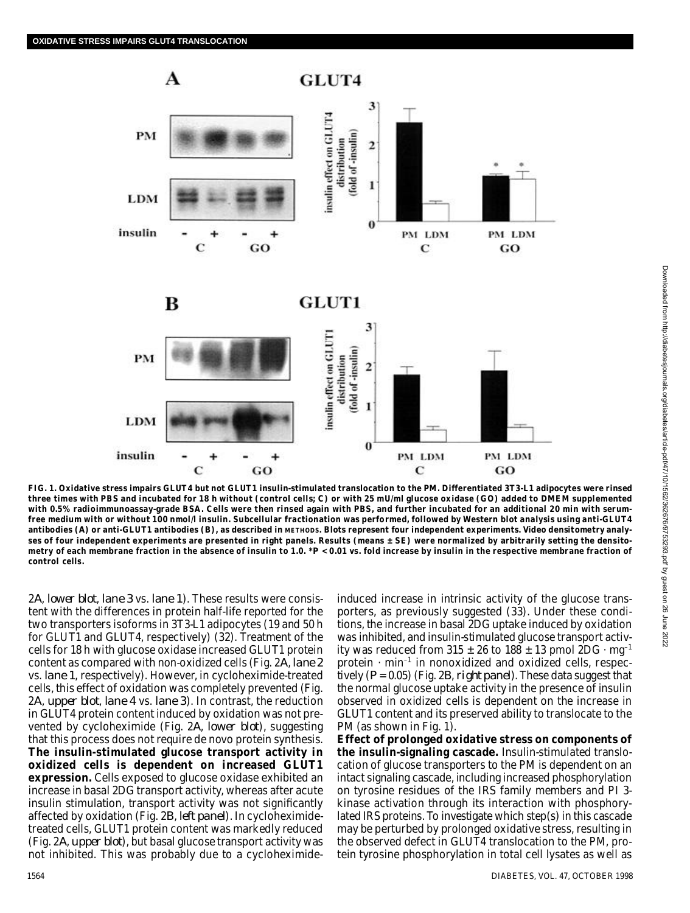**FIG. 1. Oxidative stress impairs GLUT4 but not GLUT1 insulin-stimulated translocation to the PM. Differentiated 3T3-L1 adipocytes were rinsed three times with PBS and incubated for 18 h without (control cells; C) or with 25 mU/ml glucose oxidase (GO) added to DMEM supplemented with 0.5% radioimmunoassay-grade BSA. Cells were then rinsed again with PBS, and further incubated for an additional 20 min with serum-free medium with or without 100 nmol/l insulin. Subcellular fractionation was performed, followed by Western blot analysis using anti-GLUT4 antibodies (A) or anti-GLUT1 antibodies (B), as described in METHODS. Blots represent four independent experiments. Video densitometry analyses of four independent experiments are presented in right panels. Results (means ± SE) were normalized by arbitrarily setting the densitometry of each membrane fraction in the absence of insulin to 1.0. \*$P < 0.01$ vs. fold increase by insulin in the respective membrane fraction of control cells.**

2A, *lower blot*, *lane 3* vs. *lane 1*). These results were consistent with the differences in protein half-life reported for the two transporters isoforms in 3T3-L1 adipocytes (19 and 50 h for GLUT1 and GLUT4, respectively) (32). Treatment of the cells for 18 h with glucose oxidase increased GLUT1 protein content as compared with non-oxidized cells (Fig. 2A, *lane 2* vs. *lane 1*, respectively). However, in cycloheximide-treated cells, this effect of oxidation was completely prevented (Fig. 2A, *upper blot*, *lane 4* vs. *lane 3*). In contrast, the reduction in GLUT4 protein content induced by oxidation was not prevented by cycloheximide (Fig. 2A, *lower blot*), suggesting that this process does not require de novo protein synthesis.

**The insulin-stimulated glucose transport activity in oxidized cells is dependent on increased GLUT1 expression.** Cells exposed to glucose oxidase exhibited an increase in basal 2DG transport activity, whereas after acute insulin stimulation, transport activity was not significantly affected by oxidation (Fig. 2B, *left panel*). In cycloheximide-treated cells, GLUT1 protein content was markedly reduced (Fig. 2A, *upper blot*), but basal glucose transport activity was not inhibited. This was probably due to a cycloheximide-induced increase in intrinsic activity of the glucose transporters, as previously suggested (33). Under these conditions, the increase in basal 2DG uptake induced by oxidation was inhibited, and insulin-stimulated glucose transport activity was reduced from 315 ± 26 to 188 ± 13 pmol 2DG · $mg^{-1}$ protein · $min^{-1}$ in nonoxidized and oxidized cells, respectively ($P = 0.05$) (Fig. 2B, *right panel*). These data suggest that the normal glucose uptake activity in the presence of insulin observed in oxidized cells is dependent on the increase in GLUT1 content and its preserved ability to translocate to the PM (as shown in Fig. 1).

**Effect of prolonged oxidative stress on components of the insulin-signaling cascade.** Insulin-stimulated translocation of glucose transporters to the PM is dependent on an intact signaling cascade, including increased phosphorylation on tyrosine residues of the IRS family members and PI 3-kinase activation through its interaction with phosphorylated IRS proteins. To investigate which step(s) in this cascade may be perturbed by prolonged oxidative stress, resulting in the observed defect in GLUT4 translocation to the PM, protein tyrosine phosphorylation in total cell lysates as well as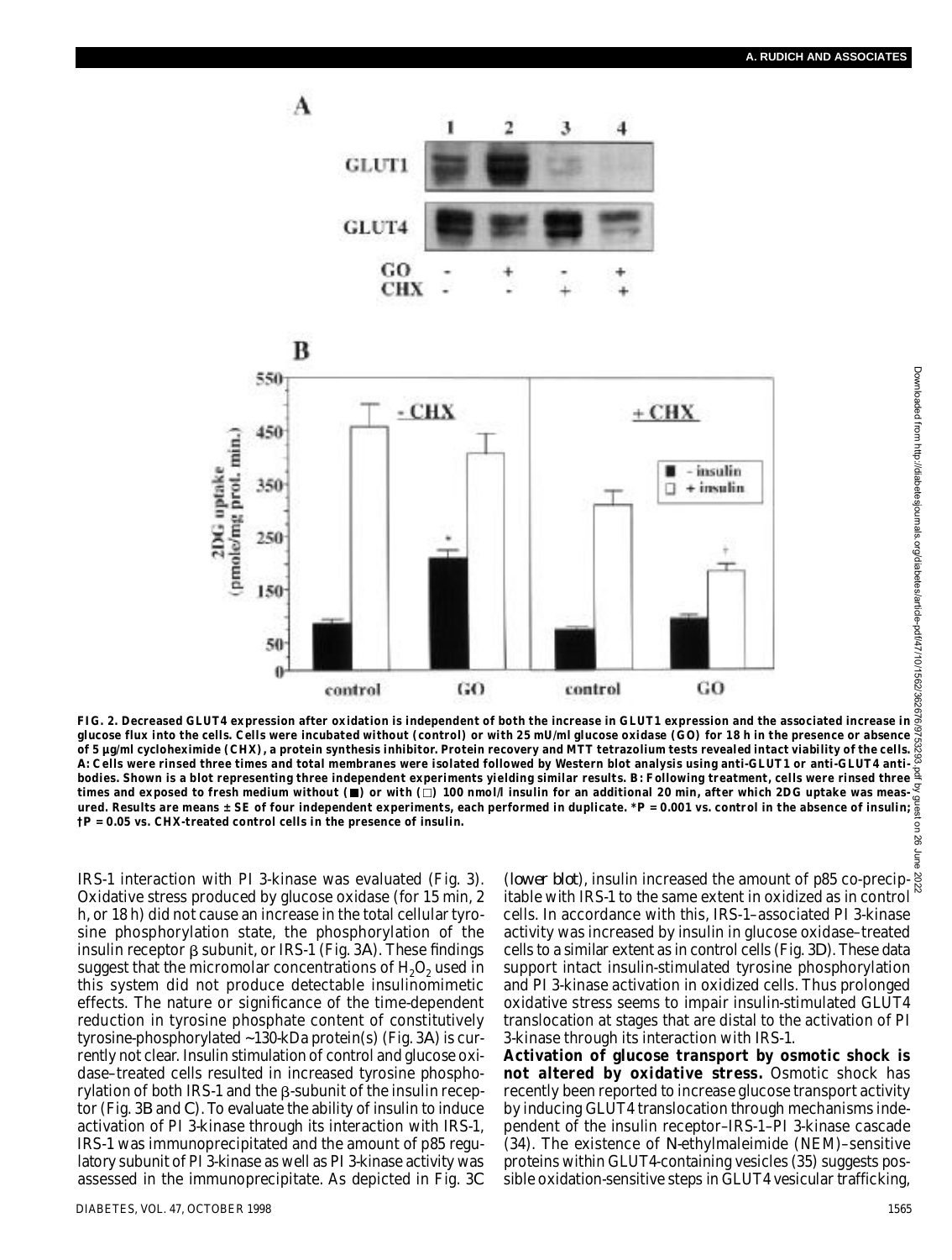FIG. 2. Decreased GLUT4 expression after oxidation is independent of both the increase in GLUT1 expression and the associated increase in glucose flux into the cells. Cells were incubated without (control) or with 25 mU/ml glucose oxidase (GO) for 18 h in the presence or absence of 5 µg/ml cycloheximide (CHX), a protein synthesis inhibitor. Protein recovery and MTT tetrazolium tests revealed intact viability of the cells. A: Cells were rinsed three times and total membranes were isolated followed by Western blot analysis using anti-GLUT1 or anti-GLUT4 antibodies. Shown is a blot representing three independent experiments yielding similar results. B: Following treatment, cells were rinsed three times and exposed to fresh medium without (■) or with (□) 100 nmol/l insulin for an additional 20 min, after which 2DG uptake was measured. Results are means ± SE of four independent experiments, each performed in duplicate. \*$P = 0.001$ vs. control in the absence of insulin; †$P = 0.05$ vs. CHX-treated control cells in the presence of insulin.

IRS-1 interaction with PI 3-kinase was evaluated (Fig. 3). Oxidative stress produced by glucose oxidase (for 15 min, 2 h, or 18 h) did not cause an increase in the total cellular tyrosine phosphorylation state, the phosphorylation of the insulin receptor β subunit, or IRS-1 (Fig. 3A). These findings suggest that the micromolar concentrations of $H_2O_2$ used in this system did not produce detectable insulinomimetic effects. The nature or significance of the time-dependent reduction in tyrosine phosphate content of constitutively tyrosine-phosphorylated ~130-kDa protein(s) (Fig. 3A) is currently not clear. Insulin stimulation of control and glucose oxidase–treated cells resulted in increased tyrosine phosphorylation of both IRS-1 and the β-subunit of the insulin receptor (Fig. 3B and C). To evaluate the ability of insulin to induce activation of PI 3-kinase through its interaction with IRS-1, IRS-1 was immunoprecipitated and the amount of p85 regulatory subunit of PI 3-kinase as well as PI 3-kinase activity was assessed in the immunoprecipitate. As depicted in Fig. 3C (*lower blot*), insulin increased the amount of p85 co-precipitable with IRS-1 to the same extent in oxidized as in control cells. In accordance with this, IRS-1–associated PI 3-kinase activity was increased by insulin in glucose oxidase–treated cells to a similar extent as in control cells (Fig. 3D). These data support intact insulin-stimulated tyrosine phosphorylation and PI 3-kinase activation in oxidized cells. Thus prolonged oxidative stress seems to impair insulin-stimulated GLUT4 translocation at stages that are distal to the activation of PI 3-kinase through its interaction with IRS-1.

**Activation of glucose transport by osmotic shock is not altered by oxidative stress.** Osmotic shock has recently been reported to increase glucose transport activity by inducing GLUT4 translocation through mechanisms independent of the insulin receptor–IRS-1–PI 3-kinase cascade (34). The existence of *N*-ethylmaleimide (NEM)–sensitive proteins within GLUT4-containing vesicles (35) suggests possible oxidation-sensitive steps in GLUT4 vesicular trafficking,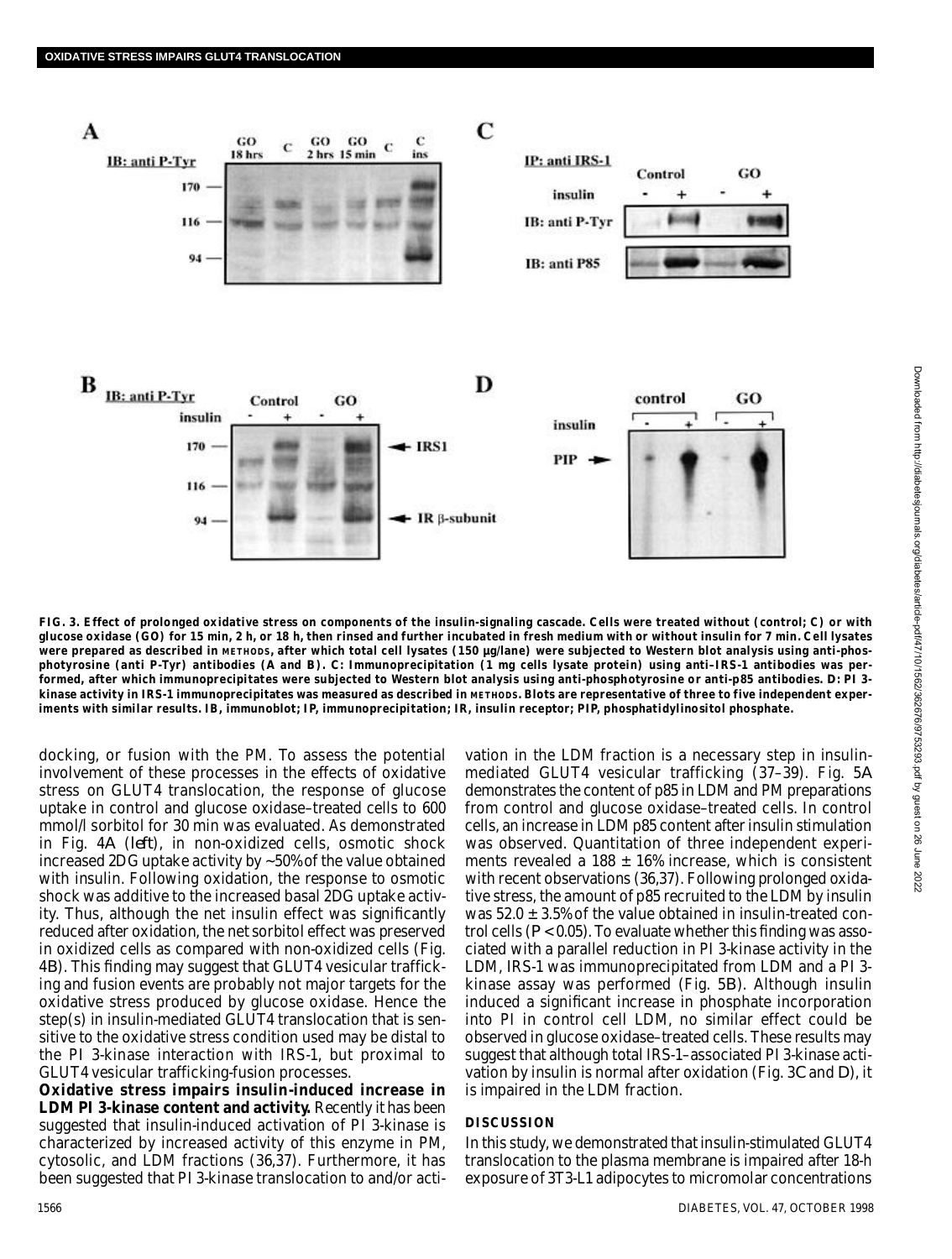**FIG. 3. Effect of prolonged oxidative stress on components of the insulin-signaling cascade. Cells were treated without (control; C) or with glucose oxidase (GO) for 15 min, 2 h, or 18 h, then rinsed and further incubated in fresh medium with or without insulin for 7 min. Cell lysates were prepared as described in METHODS, after which total cell lysates (150 µg/lane) were subjected to Western blot analysis using anti-phosphotyrosine (anti P-Tyr) antibodies (*A* and *B*). *C*: Immunoprecipitation (1 mg cells lysate protein) using anti–IRS-1 antibodies was performed, after which immunoprecipitates were subjected to Western blot analysis using anti-phosphotyrosine or anti-p85 antibodies. *D*: PI 3-kinase activity in IRS-1 immunoprecipitates was measured as described in METHODS. Blots are representative of three to five independent experiments with similar results. IB, immunoblot; IP, immunoprecipitation; IR, insulin receptor; PIP, phosphatidylinositol phosphate.**

docking, or fusion with the PM. To assess the potential involvement of these processes in the effects of oxidative stress on GLUT4 translocation, the response of glucose uptake in control and glucose oxidase–treated cells to 600 mmol/l sorbitol for 30 min was evaluated. As demonstrated in Fig. 4*A* (*left*), in non-oxidized cells, osmotic shock increased 2DG uptake activity by ~50% of the value obtained with insulin. Following oxidation, the response to osmotic shock was additive to the increased basal 2DG uptake activity. Thus, although the net insulin effect was significantly reduced after oxidation, the net sorbitol effect was preserved in oxidized cells as compared with non-oxidized cells (Fig. 4*B*). This finding may suggest that GLUT4 vesicular trafficking and fusion events are probably not major targets for the oxidative stress produced by glucose oxidase. Hence the step(s) in insulin-mediated GLUT4 translocation that is sensitive to the oxidative stress condition used may be distal to the PI 3-kinase interaction with IRS-1, but proximal to GLUT4 vesicular trafficking-fusion processes.

**Oxidative stress impairs insulin-induced increase in LDM PI 3-kinase content and activity.** Recently it has been suggested that insulin-induced activation of PI 3-kinase is characterized by increased activity of this enzyme in PM, cytosolic, and LDM fractions (36,37). Furthermore, it has been suggested that PI 3-kinase translocation to and/or activation in the LDM fraction is a necessary step in insulin-mediated GLUT4 vesicular trafficking (37–39). Fig. 5*A* demonstrates the content of p85 in LDM and PM preparations from control and glucose oxidase–treated cells. In control cells, an increase in LDM p85 content after insulin stimulation was observed. Quantitation of three independent experiments revealed a 188 ± 16% increase, which is consistent with recent observations (36,37). Following prolonged oxidative stress, the amount of p85 recruited to the LDM by insulin was 52.0 ± 3.5% of the value obtained in insulin-treated control cells ($P < 0.05$). To evaluate whether this finding was associated with a parallel reduction in PI 3-kinase activity in the LDM, IRS-1 was immunoprecipitated from LDM and a PI 3-kinase assay was performed (Fig. 5*B*). Although insulin induced a significant increase in phosphate incorporation into PI in control cell LDM, no similar effect could be observed in glucose oxidase–treated cells. These results may suggest that although total IRS-1–associated PI 3-kinase activation by insulin is normal after oxidation (Fig. 3*C* and *D*), it is impaired in the LDM fraction.

## DISCUSSION

In this study, we demonstrated that insulin-stimulated GLUT4 translocation to the plasma membrane is impaired after 18-h exposure of 3T3-L1 adipocytes to micromolar concentrations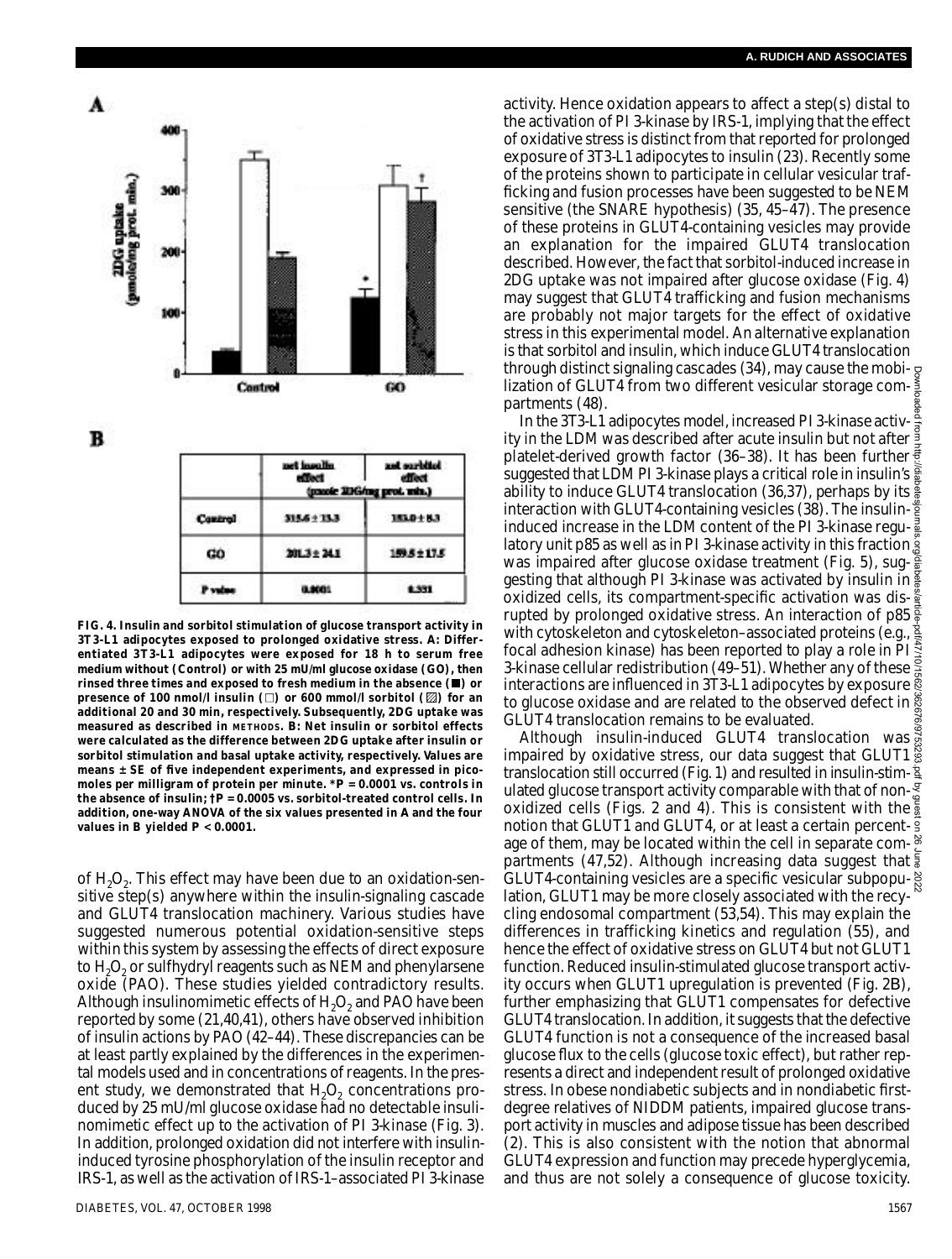A

B

|  | net insulin effect | net sorbitol effect |
|---|---|---|
|  | (pmole 2DG/mg prot. min.) |  |
| Control | 315.6 ± 13.3 | 153.0 ± 8.3 |
| GO | 201.3 ± 24.1 | 159.5 ± 17.5 |
| P value | 0.0001 | 0.351 |

**FIG. 4. Insulin and sorbitol stimulation of glucose transport activity in 3T3-L1 adipocytes exposed to prolonged oxidative stress. A: Differentiated 3T3-L1 adipocytes were exposed for 18 h to serum free medium without (Control) or with 25 mU/ml glucose oxidase (GO), then rinsed three times and exposed to fresh medium in the absence (■) or presence of 100 nmol/l insulin (□) or 600 mmol/l sorbitol (▨) for an additional 20 and 30 min, respectively. Subsequently, 2DG uptake was measured as described in METHODS. B: Net insulin or sorbitol effects were calculated as the difference between 2DG uptake after insulin or sorbitol stimulation and basal uptake activity, respectively. Values are means ± SE of five independent experiments, and expressed in picomoles per milligram of protein per minute. \*$P$ = 0.0001 vs. controls in the absence of insulin; †$P$ = 0.0005 vs. sorbitol-treated control cells. In addition, one-way ANOVA of the six values presented in A and the four values in B yielded $P$ < 0.0001.**

of $H_2O_2$. This effect may have been due to an oxidation-sensitive step(s) anywhere within the insulin-signaling cascade and GLUT4 translocation machinery. Various studies have suggested numerous potential oxidation-sensitive steps within this system by assessing the effects of direct exposure to $H_2O_2$ or sulfhydryl reagents such as NEM and phenylarsene oxide (PAO). These studies yielded contradictory results. Although insulinomimetic effects of $H_2O_2$ and PAO have been reported by some (21,40,41), others have observed inhibition of insulin actions by PAO (42–44). These discrepancies can be at least partly explained by the differences in the experimental models used and in concentrations of reagents. In the present study, we demonstrated that $H_2O_2$ concentrations produced by 25 mU/ml glucose oxidase had no detectable insulinomimetic effect up to the activation of PI 3-kinase (Fig. 3). In addition, prolonged oxidation did not interfere with insulin-induced tyrosine phosphorylation of the insulin receptor and IRS-1, as well as the activation of IRS-1–associated PI 3-kinase activity. Hence oxidation appears to affect a step(s) distal to the activation of PI 3-kinase by IRS-1, implying that the effect of oxidative stress is distinct from that reported for prolonged exposure of 3T3-L1 adipocytes to insulin (23). Recently some of the proteins shown to participate in cellular vesicular trafficking and fusion processes have been suggested to be NEM sensitive (the SNARE hypothesis) (35, 45–47). The presence of these proteins in GLUT4-containing vesicles may provide an explanation for the impaired GLUT4 translocation described. However, the fact that sorbitol-induced increase in 2DG uptake was not impaired after glucose oxidase (Fig. 4) may suggest that GLUT4 trafficking and fusion mechanisms are probably not major targets for the effect of oxidative stress in this experimental model. An alternative explanation is that sorbitol and insulin, which induce GLUT4 translocation through distinct signaling cascades (34), may cause the mobilization of GLUT4 from two different vesicular storage compartments (48).

In the 3T3-L1 adipocytes model, increased PI 3-kinase activity in the LDM was described after acute insulin but not after platelet-derived growth factor (36–38). It has been further suggested that LDM PI 3-kinase plays a critical role in insulin's ability to induce GLUT4 translocation (36,37), perhaps by its interaction with GLUT4-containing vesicles (38). The insulin-induced increase in the LDM content of the PI 3-kinase regulatory unit p85 as well as in PI 3-kinase activity in this fraction was impaired after glucose oxidase treatment (Fig. 5), suggesting that although PI 3-kinase was activated by insulin in oxidized cells, its compartment-specific activation was disrupted by prolonged oxidative stress. An interaction of p85 with cytoskeleton and cytoskeleton–associated proteins (e.g., focal adhesion kinase) has been reported to play a role in PI 3-kinase cellular redistribution (49–51). Whether any of these interactions are influenced in 3T3-L1 adipocytes by exposure to glucose oxidase and are related to the observed defect in GLUT4 translocation remains to be evaluated.

Although insulin-induced GLUT4 translocation was impaired by oxidative stress, our data suggest that GLUT1 translocation still occurred (Fig. 1) and resulted in insulin-stimulated glucose transport activity comparable with that of non-oxidized cells (Figs. 2 and 4). This is consistent with the notion that GLUT1 and GLUT4, or at least a certain percentage of them, may be located within the cell in separate compartments (47,52). Although increasing data suggest that GLUT4-containing vesicles are a specific vesicular subpopulation, GLUT1 may be more closely associated with the recycling endosomal compartment (53,54). This may explain the differences in trafficking kinetics and regulation (55), and hence the effect of oxidative stress on GLUT4 but not GLUT1 function. Reduced insulin-stimulated glucose transport activity occurs when GLUT1 upregulation is prevented (Fig. 2B), further emphasizing that GLUT1 compensates for defective GLUT4 translocation. In addition, it suggests that the defective GLUT4 function is not a consequence of the increased basal glucose flux to the cells (glucose toxic effect), but rather represents a direct and independent result of prolonged oxidative stress. In obese nondiabetic subjects and in nondiabetic first-degree relatives of NIDDM patients, impaired glucose transport activity in muscles and adipose tissue has been described (2). This is also consistent with the notion that abnormal GLUT4 expression and function may precede hyperglycemia, and thus are not solely a consequence of glucose toxicity.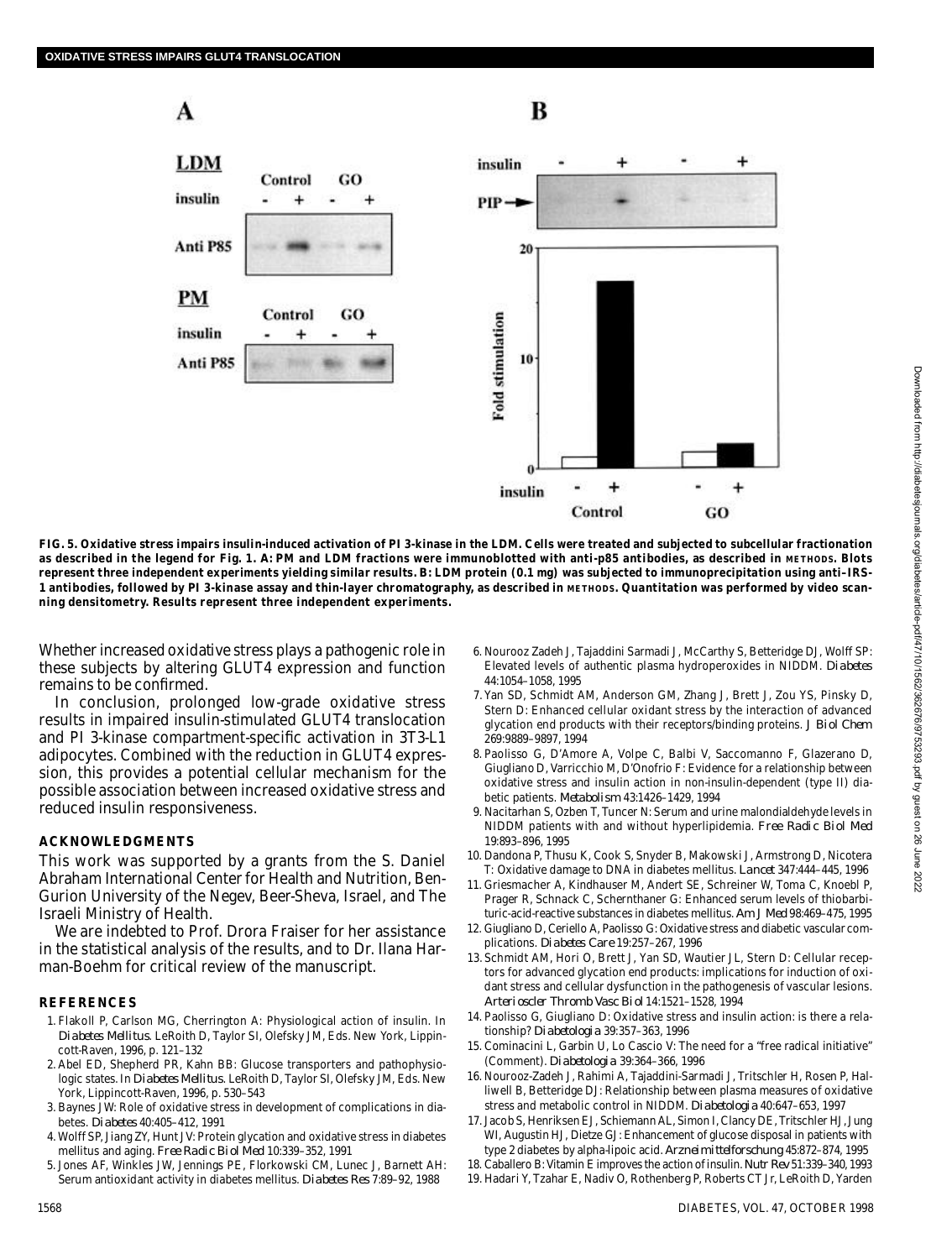**FIG. 5. Oxidative stress impairs insulin-induced activation of PI 3-kinase in the LDM. Cells were treated and subjected to subcellular fractionation as described in the legend for Fig. 1. A: PM and LDM fractions were immunoblotted with anti-p85 antibodies, as described in METHODS. Blots represent three independent experiments yielding similar results. B: LDM protein (0.1 mg) was subjected to immunoprecipitation using anti–IRS-1 antibodies, followed by PI 3-kinase assay and thin-layer chromatography, as described in METHODS. Quantitation was performed by video scanning densitometry. Results represent three independent experiments.**

Whether increased oxidative stress plays a pathogenic role in these subjects by altering GLUT4 expression and function remains to be confirmed.

In conclusion, prolonged low-grade oxidative stress results in impaired insulin-stimulated GLUT4 translocation and PI 3-kinase compartment-specific activation in 3T3-L1 adipocytes. Combined with the reduction in GLUT4 expression, this provides a potential cellular mechanism for the possible association between increased oxidative stress and reduced insulin responsiveness.

## ACKNOWLEDGMENTS

This work was supported by a grants from the S. Daniel Abraham International Center for Health and Nutrition, Ben-Gurion University of the Negev, Beer-Sheva, Israel, and The Israeli Ministry of Health.

We are indebted to Prof. Drora Fraiser for her assistance in the statistical analysis of the results, and to Dr. Ilana Harman-Boehm for critical review of the manuscript.

## REFERENCES

1. Flakoll P, Carlson MG, Cherrington A: Physiological action of insulin. In *Diabetes Mellitus*. LeRoith D, Taylor SI, Olefsky JM, Eds. New York, Lippincott-Raven, 1996, p. 121–132
2. Abel ED, Shepherd PR, Kahn BB: Glucose transporters and pathophysiologic states. In *Diabetes Mellitus*. LeRoith D, Taylor SI, Olefsky JM, Eds. New York, Lippincott-Raven, 1996, p. 530–543
3. Baynes JW: Role of oxidative stress in development of complications in diabetes. *Diabetes* 40:405–412, 1991
4. Wolff SP, Jiang ZY, Hunt JV: Protein glycation and oxidative stress in diabetes mellitus and aging. *Free Radic Biol Med* 10:339–352, 1991
5. Jones AF, Winkles JW, Jennings PE, Florkowski CM, Lunec J, Barnett AH: Serum antioxidant activity in diabetes mellitus. *Diabetes Res* 7:89–92, 1988
6. Nourooz Zadeh J, Tajaddini Sarmadi J, McCarthy S, Betteridge DJ, Wolff SP: Elevated levels of authentic plasma hydroperoxides in NIDDM. *Diabetes* 44:1054–1058, 1995
7. Yan SD, Schmidt AM, Anderson GM, Zhang J, Brett J, Zou YS, Pinsky D, Stern D: Enhanced cellular oxidant stress by the interaction of advanced glycation end products with their receptors/binding proteins. *J Biol Chem* 269:9889–9897, 1994
8. Paolisso G, D'Amore A, Volpe C, Balbi V, Saccomanno F, Glazerano D, Giugliano D, Varricchio M, D'Onofrio F: Evidence for a relationship between oxidative stress and insulin action in non-insulin-dependent (type II) diabetic patients. *Metabolism* 43:1426–1429, 1994
9. Nacitarhan S, Ozben T, Tuncer N: Serum and urine malondialdehyde levels in NIDDM patients with and without hyperlipidemia. *Free Radic Biol Med* 19:893–896, 1995
10. Dandona P, Thusu K, Cook S, Snyder B, Makowski J, Armstrong D, Nicotera T: Oxidative damage to DNA in diabetes mellitus. *Lancet* 347:444–445, 1996
11. Griesmacher A, Kindhauser M, Andert SE, Schreiner W, Toma C, Knoebl P, Prager R, Schnack C, Schernthaner G: Enhanced serum levels of thiobarbituric-acid-reactive substances in diabetes mellitus. *Am J Med* 98:469–475, 1995
12. Giugliano D, Ceriello A, Paolisso G: Oxidative stress and diabetic vascular complications. *Diabetes Care* 19:257–267, 1996
13. Schmidt AM, Hori O, Brett J, Yan SD, Wautier JL, Stern D: Cellular receptors for advanced glycation end products: implications for induction of oxidant stress and cellular dysfunction in the pathogenesis of vascular lesions. *Arterioscler Thromb Vasc Biol* 14:1521–1528, 1994
14. Paolisso G, Giugliano D: Oxidative stress and insulin action: is there a relationship? *Diabetologia* 39:357–363, 1996
15. Cominacini L, Garbin U, Lo Cascio V: The need for a "free radical initiative" (Comment). *Diabetologia* 39:364–366, 1996
16. Nourooz-Zadeh J, Rahimi A, Tajaddini-Sarmadi J, Tritschler H, Rosen P, Halliwell B, Betteridge DJ: Relationship between plasma measures of oxidative stress and metabolic control in NIDDM. *Diabetologia* 40:647–653, 1997
17. Jacob S, Henriksen EJ, Schiemann AL, Simon I, Clancy DE, Tritschler HJ, Jung WI, Augustin HJ, Dietze GJ: Enhancement of glucose disposal in patients with type 2 diabetes by alpha-lipoic acid. *Arzneimittelforschung* 45:872–874, 1995
18. Caballero B: Vitamin E improves the action of insulin. *Nutr Rev* 51:339–340, 1993
19. Hadari Y, Tzahar E, Nadiv O, Rothenberg P, Roberts CT Jr, LeRoith D, Yarden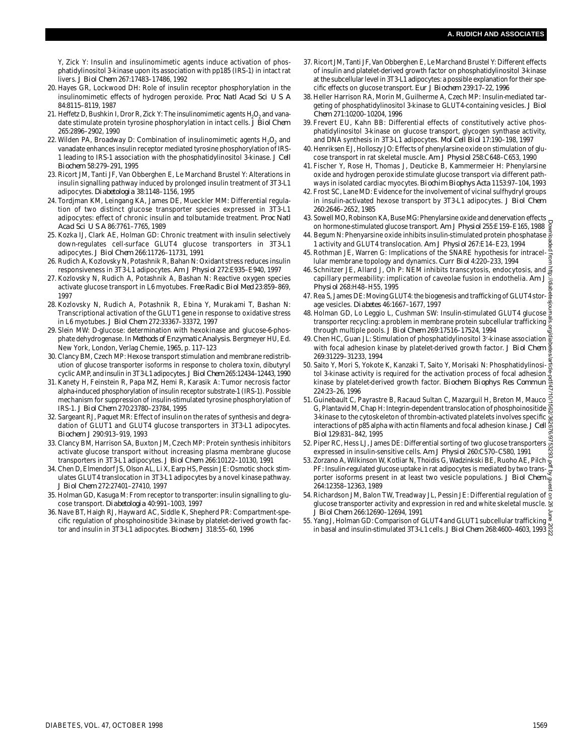Y, Zick Y: Insulin and insulinomimetic agents induce activation of phosphatidylinositol 3-kinase upon its association with pp185 (IRS-1) in intact rat livers. *J Biol Chem* 267:17483–17486, 1992

20. Hayes GR, Lockwood DH: Role of insulin receptor phosphorylation in the insulinomimetic effects of hydrogen peroxide. *Proc Natl Acad Sci U S A* 84:8115–8119, 1987
21. Heffetz D, Bushkin I, Dror R, Zick Y: The insulinomimetic agents $H_2O_2$ and vanadate stimulate protein tyrosine phosphorylation in intact cells. *J Biol Chem* 265:2896–2902, 1990
22. Wilden PA, Broadway D: Combination of insulinomimetic agents $H_2O_2$ and vanadate enhances insulin receptor mediated tyrosine phosphorylation of IRS-1 leading to IRS-1 association with the phosphatidylinositol 3-kinase. *J Cell Biochem* 58:279–291, 1995
23. Ricort JM, Tanti JF, Van Obberghen E, Le Marchand Brustel Y: Alterations in insulin signalling pathway induced by prolonged insulin treatment of 3T3-L1 adipocytes. *Diabetologia* 38:1148–1156, 1995
24. Tordjman KM, Leingang KA, James DE, Mueckler MM: Differential regulation of two distinct glucose transporter species expressed in 3T3-L1 adipocytes: effect of chronic insulin and tolbutamide treatment. *Proc Natl Acad Sci U S A* 86:7761–7765, 1989
25. Kozka IJ, Clark AE, Holman GD: Chronic treatment with insulin selectively down-regulates cell-surface GLUT4 glucose transporters in 3T3-L1 adipocytes. *J Biol Chem* 266:11726–11731, 1991
26. Rudich A, Kozlovsky N, Potashnik R, Bahan N: Oxidant stress reduces insulin responsiveness in 3T3-L1 adipocytes. *Am J Physiol* 272:E935–E940, 1997
27. Kozlovsky N, Rudich A, Potashnik A, Bashan N: Reactive oxygen species activate glucose transport in L6 myotubes. *Free Radic Biol Med* 23:859–869, 1997
28. Kozlovsky N, Rudich A, Potashnik R, Ebina Y, Murakami T, Bashan N: Transcriptional activation of the GLUT1 gene in response to oxidative stress in L6 myotubes. *J Biol Chem* 272:33367–33372, 1997
29. Slein MW: D-glucose: determination with hexokinase and glucose-6-phosphate dehydrogenase. In *Methods of Enzymatic Analysis*. Bergmeyer HU, Ed. New York, London, Verlag Chemie, 1965, p. 117–123
30. Clancy BM, Czech MP: Hexose transport stimulation and membrane redistribution of glucose transporter isoforms in response to cholera toxin, dibutyryl cyclic AMP, and insulin in 3T3-L1 adipocytes. *J Biol Chem* 265:12434–12443, 1990
31. Kanety H, Feinstein R, Papa MZ, Hemi R, Karasik A: Tumor necrosis factor alpha-induced phosphorylation of insulin receptor substrate-1 (IRS-1). Possible mechanism for suppression of insulin-stimulated tyrosine phosphorylation of IRS-1. *J Biol Chem* 270:23780–23784, 1995
32. Sargeant RJ, Paquet MR: Effect of insulin on the rates of synthesis and degradation of GLUT1 and GLUT4 glucose transporters in 3T3-L1 adipocytes. *Biochem J* 290:913–919, 1993
33. Clancy BM, Harrison SA, Buxton JM, Czech MP: Protein synthesis inhibitors activate glucose transport without increasing plasma membrane glucose transporters in 3T3-L1 adipocytes. *J Biol Chem* 266:10122–10130, 1991
34. Chen D, Elmendorf JS, Olson AL, Li X, Earp HS, Pessin JE: Osmotic shock stimulates GLUT4 translocation in 3T3-L1 adipocytes by a novel kinase pathway. *J Biol Chem* 272:27401–27410, 1997
35. Holman GD, Kasuga M: From receptor to transporter: insulin signalling to glucose transport. *Diabetologia* 40:991–1003, 1997
36. Nave BT, Haigh RJ, Hayward AC, Siddle K, Shepherd PR: Compartment-specific regulation of phosphoinositide 3-kinase by platelet-derived growth factor and insulin in 3T3-L1 adipocytes. *Biochem J* 318:55–60, 1996
37. Ricort JM, Tanti JF, Van Obberghen E, Le Marchand Brustel Y: Different effects of insulin and platelet-derived growth factor on phosphatidylinositol 3-kinase at the subcellular level in 3T3-L1 adipocytes: a possible explanation for their specific effects on glucose transport. *Eur J Biochem* 239:17–22, 1996
38. Heller Harrison RA, Morin M, Guilherme A, Czech MP: Insulin-mediated targeting of phosphatidylinositol 3-kinase to GLUT4-containing vesicles. *J Biol Chem* 271:10200–10204, 1996
39. Frevert EU, Kahn BB: Differential effects of constitutively active phosphatidylinositol 3-kinase on glucose transport, glycogen synthase activity, and DNA synthesis in 3T3-L1 adipocytes. *Mol Cell Biol* 17:190–198, 1997
40. Henriksen EJ, Holloszy JO: Effects of phenylarsine oxide on stimulation of glucose transport in rat skeletal muscle. *Am J Physiol* 258:C648–C653, 1990
41. Fischer Y, Rose H, Thomas J, Deuticke B, Kammermeier H: Phenylarsine oxide and hydrogen peroxide stimulate glucose transport via different pathways in isolated cardiac myocytes. *Biochim Biophys Acta* 1153:97–104, 1993
42. Frost SC, Lane MD: Evidence for the involvement of vicinal sulfhydryl groups in insulin-activated hexose transport by 3T3-L1 adipocytes. *J Biol Chem* 260:2646–2652, 1985
43. Sowell MO, Robinson KA, Buse MG: Phenylarsine oxide and denervation effects on hormone-stimulated glucose transport. *Am J Physiol* 255:E159–E165, 1988
44. Begum N: Phenyarsine oxide inhibits insulin-stimulated protein phosphatase 1 activity and GLUT4 translocation. *Am J Physiol* 267:E14–E23, 1994
45. Rothman JE, Warren G: Implications of the SNARE hypothesis for intracellular membrane topology and dynamics. *Curr Biol* 4:220–233, 1994
46. Schnitzer JE, Allard J, Oh P: NEM inhibits transcytosis, endocytosis, and capillary permeability: implication of caveolae fusion in endothelia. *Am J Physiol* 268:H48–H55, 1995
47. Rea S, James DE: Moving GLUT4: the biogenesis and trafficking of GLUT4 storage vesicles. *Diabetes* 46:1667–1677, 1997
48. Holman GD, Lo Leggio L, Cushman SW: Insulin-stimulated GLUT4 glucose transporter recycling: a problem in membrane protein subcellular trafficking through multiple pools. *J Biol Chem* 269:17516–17524, 1994
49. Chen HC, Guan JL: Stimulation of phosphatidylinositol 3′-kinase association with focal adhesion kinase by platelet-derived growth factor. *J Biol Chem* 269:31229–31233, 1994
50. Saito Y, Mori S, Yokote K, Kanzaki T, Saito Y, Morisaki N: Phosphatidylinositol 3-kinase activity is required for the activation process of focal adhesion kinase by platelet-derived growth factor. *Biochem Biophys Res Commun* 224:23–26, 1996
51. Guinebault C, Payrastre B, Racaud Sultan C, Mazarguil H, Breton M, Mauco G, Plantavid M, Chap H: Integrin-dependent translocation of phosphoinositide 3-kinase to the cytoskeleton of thrombin-activated platelets involves specific interactions of p85 alpha with actin filaments and focal adhesion kinase. *J Cell Biol* 129:831–842, 1995
52. Piper RC, Hess LJ, James DE: Differential sorting of two glucose transporters expressed in insulin-sensitive cells. *Am J Physiol* 260:C570–C580, 1991
53. Zorzano A, Wilkinson W, Kotliar N, Thoidis G, Wadzinkski BE, Ruoho AE, Pilch PF: Insulin-regulated glucose uptake in rat adipocytes is mediated by two transporter isoforms present in at least two vesicle populations. *J Biol Chem* 264:12358–12363, 1989
54. Richardson JM, Balon TW, Treadway JL, Pessin JE: Differential regulation of glucose transporter activity and expression in red and white skeletal muscle. *J Biol Chem* 266:12690–12694, 1991
55. Yang J, Holman GD: Comparison of GLUT4 and GLUT1 subcellular trafficking in basal and insulin-stimulated 3T3-L1 cells. *J Biol Chem* 268:4600–4603, 1993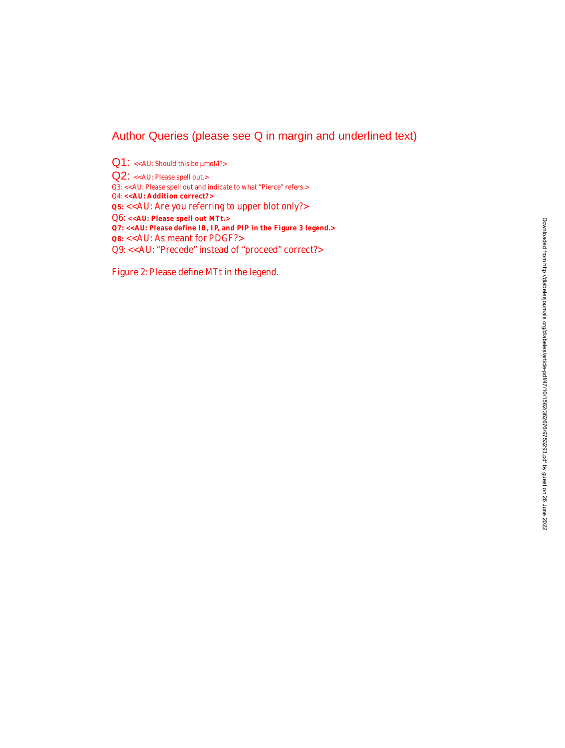# Author Queries (please see Q in margin and underlined text)

Q1: <<AU: Should this be μmol/l?>

Q2: <<AU: Please spell out.>

Q3: <<AU: Please spell out and indicate to what "Pierce" refers.>

Q4: **<<AU: Addition correct?>**

**Q5:** <<AU: Are you referring to upper blot only?>

Q6: **<<AU: Please spell out MTt.>**

**Q7: <<AU: Please define IB, IP, and PIP in the Figure 3 legend.>**

**Q8:** <<AU: As meant for PDGF?>

Q9: <<AU: "Precede" instead of "proceed" correct?>

Figure 2: Please define MTt in the legend.